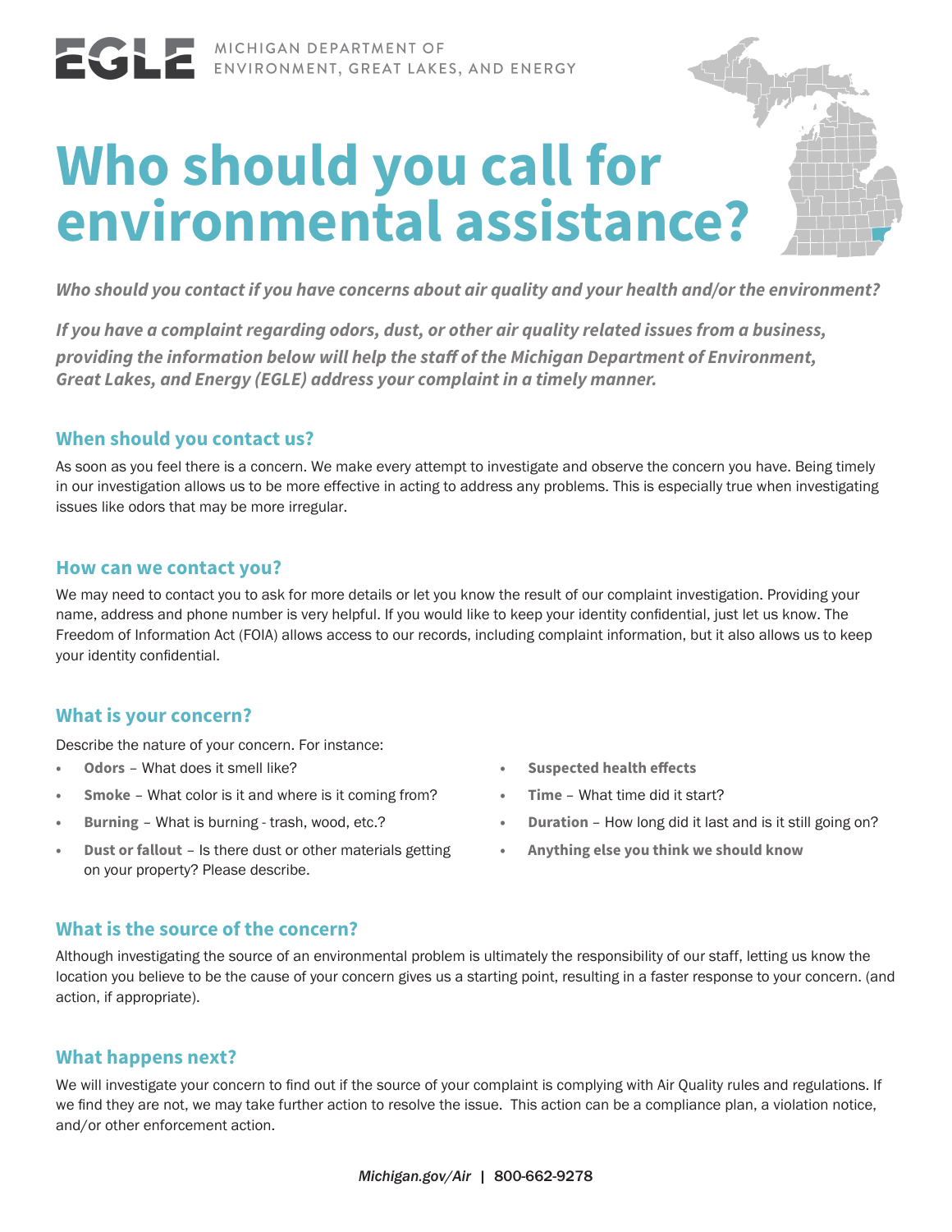EGLE MICHIGAN DEPARTMENT OF ENVIRONMENT, GREAT LAKES, AND ENERGY

# Who should you call for environmental assistance?

***Who should you contact if you have concerns about air quality and your health and/or the environment?***

***If you have a complaint regarding odors, dust, or other air quality related issues from a business, providing the information below will help the staff of the Michigan Department of Environment, Great Lakes, and Energy (EGLE) address your complaint in a timely manner.***

## When should you contact us?

As soon as you feel there is a concern. We make every attempt to investigate and observe the concern you have. Being timely in our investigation allows us to be more effective in acting to address any problems. This is especially true when investigating issues like odors that may be more irregular.

## How can we contact you?

We may need to contact you to ask for more details or let you know the result of our complaint investigation. Providing your name, address and phone number is very helpful. If you would like to keep your identity confidential, just let us know. The Freedom of Information Act (FOIA) allows access to our records, including complaint information, but it also allows us to keep your identity confidential.

## What is your concern?

Describe the nature of your concern. For instance:

- **Odors** – What does it smell like?
- **Smoke** – What color is it and where is it coming from?
- **Burning** – What is burning - trash, wood, etc.?
- **Dust or fallout** – Is there dust or other materials getting on your property? Please describe.
- **Suspected health effects**
- **Time** – What time did it start?
- **Duration** – How long did it last and is it still going on?
- **Anything else you think we should know**

## What is the source of the concern?

Although investigating the source of an environmental problem is ultimately the responsibility of our staff, letting us know the location you believe to be the cause of your concern gives us a starting point, resulting in a faster response to your concern. (and action, if appropriate).

## What happens next?

We will investigate your concern to find out if the source of your complaint is complying with Air Quality rules and regulations. If we find they are not, we may take further action to resolve the issue. This action can be a compliance plan, a violation notice, and/or other enforcement action.

*Michigan.gov/Air* | 800-662-9278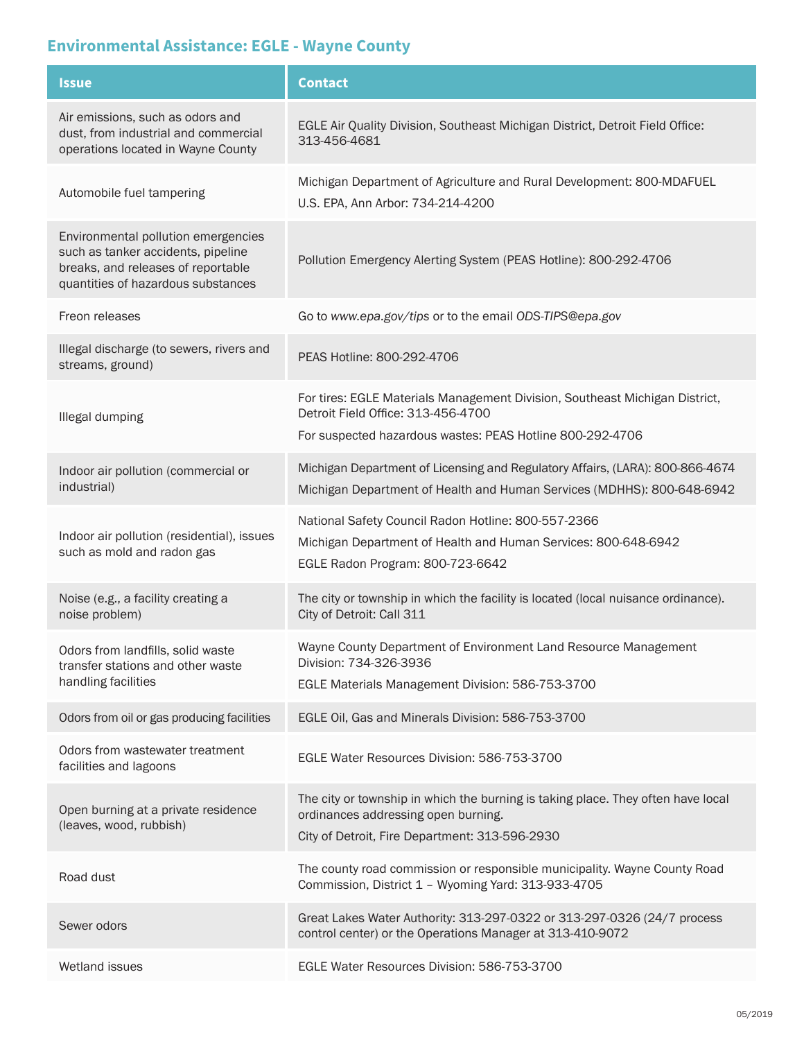## Environmental Assistance: EGLE - Wayne County

| Issue | Contact |
|---|---|
| Air emissions, such as odors and dust, from industrial and commercial operations located in Wayne County | EGLE Air Quality Division, Southeast Michigan District, Detroit Field Office: 313-456-4681 |
| Automobile fuel tampering | Michigan Department of Agriculture and Rural Development: 800-MDAFUEL<br>U.S. EPA, Ann Arbor: 734-214-4200 |
| Environmental pollution emergencies such as tanker accidents, pipeline breaks, and releases of reportable quantities of hazardous substances | Pollution Emergency Alerting System (PEAS Hotline): 800-292-4706 |
| Freon releases | Go to *www.epa.gov/tips* or to the email *ODS-TIPS@epa.gov* |
| Illegal discharge (to sewers, rivers and streams, ground) | PEAS Hotline: 800-292-4706 |
| Illegal dumping | For tires: EGLE Materials Management Division, Southeast Michigan District, Detroit Field Office: 313-456-4700<br>For suspected hazardous wastes: PEAS Hotline 800-292-4706 |
| Indoor air pollution (commercial or industrial) | Michigan Department of Licensing and Regulatory Affairs, (LARA): 800-866-4674<br>Michigan Department of Health and Human Services (MDHHS): 800-648-6942 |
| Indoor air pollution (residential), issues such as mold and radon gas | National Safety Council Radon Hotline: 800-557-2366<br>Michigan Department of Health and Human Services: 800-648-6942<br>EGLE Radon Program: 800-723-6642 |
| Noise (e.g., a facility creating a noise problem) | The city or township in which the facility is located (local nuisance ordinance). City of Detroit: Call 311 |
| Odors from landfills, solid waste transfer stations and other waste handling facilities | Wayne County Department of Environment Land Resource Management Division: 734-326-3936<br>EGLE Materials Management Division: 586-753-3700 |
| Odors from oil or gas producing facilities | EGLE Oil, Gas and Minerals Division: 586-753-3700 |
| Odors from wastewater treatment facilities and lagoons | EGLE Water Resources Division: 586-753-3700 |
| Open burning at a private residence (leaves, wood, rubbish) | The city or township in which the burning is taking place. They often have local ordinances addressing open burning.<br>City of Detroit, Fire Department: 313-596-2930 |
| Road dust | The county road commission or responsible municipality. Wayne County Road Commission, District 1 – Wyoming Yard: 313-933-4705 |
| Sewer odors | Great Lakes Water Authority: 313-297-0322 or 313-297-0326 (24/7 process control center) or the Operations Manager at 313-410-9072 |
| Wetland issues | EGLE Water Resources Division: 586-753-3700 |

05/2019